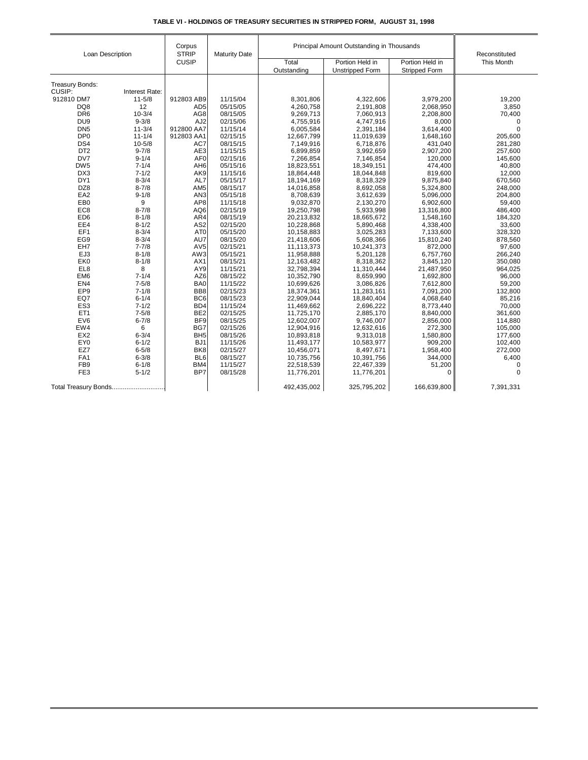# TABLE VI - HOLDINGS OF TREASURY SECURITIES IN STRIPPED FORM, AUGUST 31, 1998

| Loan Description | | Corpus STRIP CUSIP | Maturity Date | Principal Amount Outstanding in Thousands | | | Reconstituted This Month |
|---|---|---|---|---|---|---|---|
| | | | | Total Outstanding | Portion Held in Unstripped Form | Portion Held in Stripped Form | |
| Treasury Bonds: | | | | | | | |
| CUSIP: | Interest Rate: | | | | | | |
| 912810 DM7 | 11-5/8 | 912803 AB9 | 11/15/04 | 8,301,806 | 4,322,606 | 3,979,200 | 19,200 |
| DQ8 | 12 | AD5 | 05/15/05 | 4,260,758 | 2,191,808 | 2,068,950 | 3,850 |
| DR6 | 10-3/4 | AG8 | 08/15/05 | 9,269,713 | 7,060,913 | 2,208,800 | 70,400 |
| DU9 | 9-3/8 | AJ2 | 02/15/06 | 4,755,916 | 4,747,916 | 8,000 | 0 |
| DN5 | 11-3/4 | 912800 AA7 | 11/15/14 | 6,005,584 | 2,391,184 | 3,614,400 | 0 |
| DP0 | 11-1/4 | 912803 AA1 | 02/15/15 | 12,667,799 | 11,019,639 | 1,648,160 | 205,600 |
| DS4 | 10-5/8 | AC7 | 08/15/15 | 7,149,916 | 6,718,876 | 431,040 | 281,280 |
| DT2 | 9-7/8 | AE3 | 11/15/15 | 6,899,859 | 3,992,659 | 2,907,200 | 257,600 |
| DV7 | 9-1/4 | AF0 | 02/15/16 | 7,266,854 | 7,146,854 | 120,000 | 145,600 |
| DW5 | 7-1/4 | AH6 | 05/15/16 | 18,823,551 | 18,349,151 | 474,400 | 40,800 |
| DX3 | 7-1/2 | AK9 | 11/15/16 | 18,864,448 | 18,044,848 | 819,600 | 12,000 |
| DY1 | 8-3/4 | AL7 | 05/15/17 | 18,194,169 | 8,318,329 | 9,875,840 | 670,560 |
| DZ8 | 8-7/8 | AM5 | 08/15/17 | 14,016,858 | 8,692,058 | 5,324,800 | 248,000 |
| EA2 | 9-1/8 | AN3 | 05/15/18 | 8,708,639 | 3,612,639 | 5,096,000 | 204,800 |
| EB0 | 9 | AP8 | 11/15/18 | 9,032,870 | 2,130,270 | 6,902,600 | 59,400 |
| EC8 | 8-7/8 | AQ6 | 02/15/19 | 19,250,798 | 5,933,998 | 13,316,800 | 486,400 |
| ED6 | 8-1/8 | AR4 | 08/15/19 | 20,213,832 | 18,665,672 | 1,548,160 | 184,320 |
| EE4 | 8-1/2 | AS2 | 02/15/20 | 10,228,868 | 5,890,468 | 4,338,400 | 33,600 |
| EF1 | 8-3/4 | AT0 | 05/15/20 | 10,158,883 | 3,025,283 | 7,133,600 | 328,320 |
| EG9 | 8-3/4 | AU7 | 08/15/20 | 21,418,606 | 5,608,366 | 15,810,240 | 878,560 |
| EH7 | 7-7/8 | AV5 | 02/15/21 | 11,113,373 | 10,241,373 | 872,000 | 97,600 |
| EJ3 | 8-1/8 | AW3 | 05/15/21 | 11,958,888 | 5,201,128 | 6,757,760 | 266,240 |
| EK0 | 8-1/8 | AX1 | 08/15/21 | 12,163,482 | 8,318,362 | 3,845,120 | 350,080 |
| EL8 | 8 | AY9 | 11/15/21 | 32,798,394 | 11,310,444 | 21,487,950 | 964,025 |
| EM6 | 7-1/4 | AZ6 | 08/15/22 | 10,352,790 | 8,659,990 | 1,692,800 | 96,000 |
| EN4 | 7-5/8 | BA0 | 11/15/22 | 10,699,626 | 3,086,826 | 7,612,800 | 59,200 |
| EP9 | 7-1/8 | BB8 | 02/15/23 | 18,374,361 | 11,283,161 | 7,091,200 | 132,800 |
| EQ7 | 6-1/4 | BC6 | 08/15/23 | 22,909,044 | 18,840,404 | 4,068,640 | 85,216 |
| ES3 | 7-1/2 | BD4 | 11/15/24 | 11,469,662 | 2,696,222 | 8,773,440 | 70,000 |
| ET1 | 7-5/8 | BE2 | 02/15/25 | 11,725,170 | 2,885,170 | 8,840,000 | 361,600 |
| EV6 | 6-7/8 | BF9 | 08/15/25 | 12,602,007 | 9,746,007 | 2,856,000 | 114,880 |
| EW4 | 6 | BG7 | 02/15/26 | 12,904,916 | 12,632,616 | 272,300 | 105,000 |
| EX2 | 6-3/4 | BH5 | 08/15/26 | 10,893,818 | 9,313,018 | 1,580,800 | 177,600 |
| EY0 | 6-1/2 | BJ1 | 11/15/26 | 11,493,177 | 10,583,977 | 909,200 | 102,400 |
| EZ7 | 6-5/8 | BK8 | 02/15/27 | 10,456,071 | 8,497,671 | 1,958,400 | 272,000 |
| FA1 | 6-3/8 | BL6 | 08/15/27 | 10,735,756 | 10,391,756 | 344,000 | 6,400 |
| FB9 | 6-1/8 | BM4 | 11/15/27 | 22,518,539 | 22,467,339 | 51,200 | 0 |
| FE3 | 5-1/2 | BP7 | 08/15/28 | 11,776,201 | 11,776,201 | 0 | 0 |
| Total Treasury Bonds............................ | | | | 492,435,002 | 325,795,202 | 166,639,800 | 7,391,331 |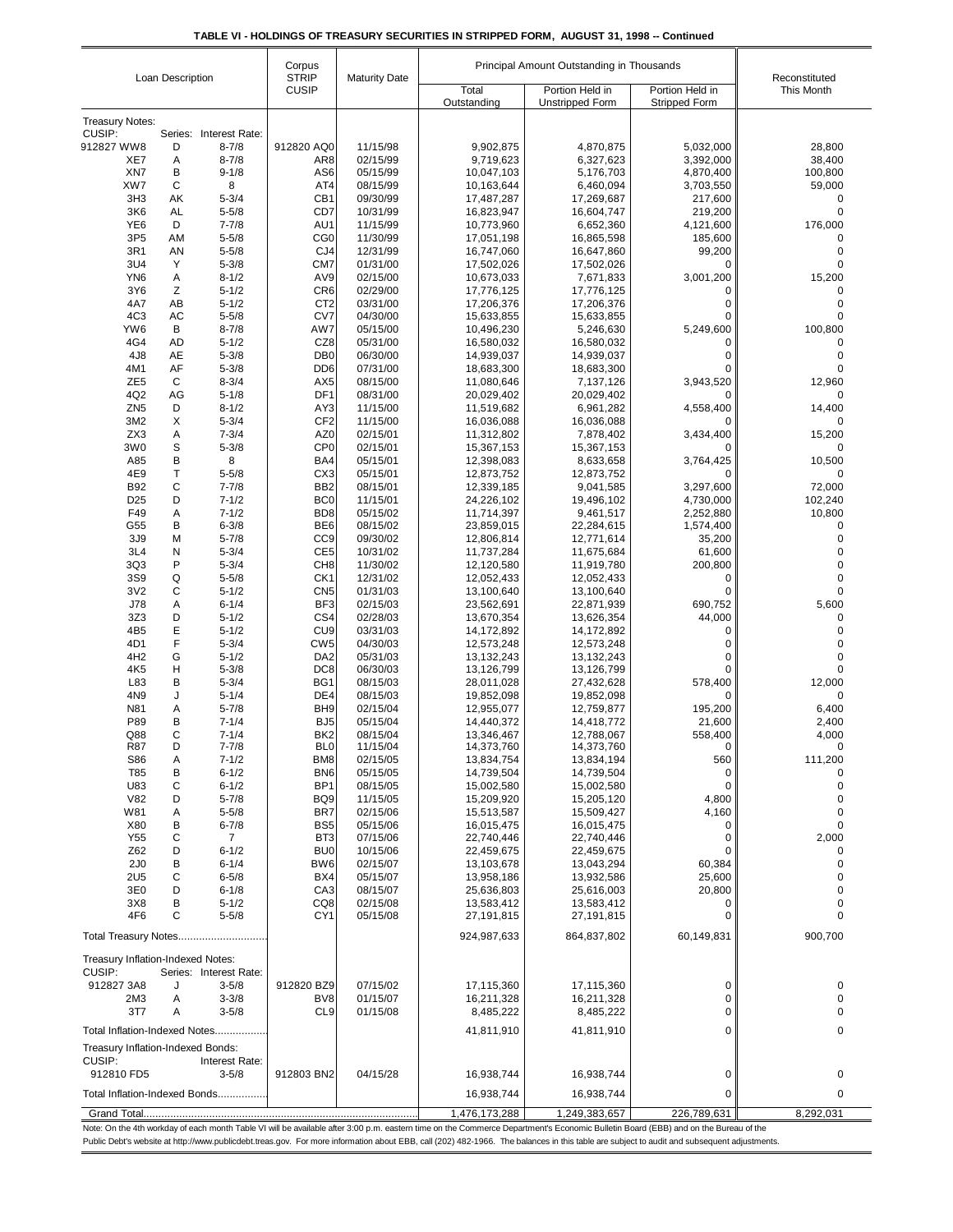**TABLE VI - HOLDINGS OF TREASURY SECURITIES IN STRIPPED FORM, AUGUST 31, 1998 -- Continued**

| Loan Description | | | Corpus STRIP CUSIP | Maturity Date | Principal Amount Outstanding in Thousands | | | Reconstituted This Month |
|---|---|---|---|---|---|---|---|---|
| | | | | | Total Outstanding | Portion Held in Unstripped Form | Portion Held in Stripped Form | |
| Treasury Notes: | | | | | | | | |
| CUSIP: | Series: | Interest Rate: | | | | | | |
| 912827 WW8 | D | 8-7/8 | 912820 AQ0 | 11/15/98 | 9,902,875 | 4,870,875 | 5,032,000 | 28,800 |
| XE7 | A | 8-7/8 | AR8 | 02/15/99 | 9,719,623 | 6,327,623 | 3,392,000 | 38,400 |
| XN7 | B | 9-1/8 | AS6 | 05/15/99 | 10,047,103 | 5,176,703 | 4,870,400 | 100,800 |
| XW7 | C | 8 | AT4 | 08/15/99 | 10,163,644 | 6,460,094 | 3,703,550 | 59,000 |
| 3H3 | AK | 5-3/4 | CB1 | 09/30/99 | 17,487,287 | 17,269,687 | 217,600 | 0 |
| 3K6 | AL | 5-5/8 | CD7 | 10/31/99 | 16,823,947 | 16,604,747 | 219,200 | 0 |
| YE6 | D | 7-7/8 | AU1 | 11/15/99 | 10,773,960 | 6,652,360 | 4,121,600 | 176,000 |
| 3P5 | AM | 5-5/8 | CG0 | 11/30/99 | 17,051,198 | 16,865,598 | 185,600 | 0 |
| 3R1 | AN | 5-5/8 | CJ4 | 12/31/99 | 16,747,060 | 16,647,860 | 99,200 | 0 |
| 3U4 | Y | 5-3/8 | CM7 | 01/31/00 | 17,502,026 | 17,502,026 | 0 | 0 |
| YN6 | A | 8-1/2 | AV9 | 02/15/00 | 10,673,033 | 7,671,833 | 3,001,200 | 15,200 |
| 3Y6 | Z | 5-1/2 | CR6 | 02/29/00 | 17,776,125 | 17,776,125 | 0 | 0 |
| 4A7 | AB | 5-1/2 | CT2 | 03/31/00 | 17,206,376 | 17,206,376 | 0 | 0 |
| 4C3 | AC | 5-5/8 | CV7 | 04/30/00 | 15,633,855 | 15,633,855 | 0 | 0 |
| YW6 | B | 8-7/8 | AW7 | 05/15/00 | 10,496,230 | 5,246,630 | 5,249,600 | 100,800 |
| 4G4 | AD | 5-1/2 | CZ8 | 05/31/00 | 16,580,032 | 16,580,032 | 0 | 0 |
| 4J8 | AE | 5-3/8 | DB0 | 06/30/00 | 14,939,037 | 14,939,037 | 0 | 0 |
| 4M1 | AF | 5-3/8 | DD6 | 07/31/00 | 18,683,300 | 18,683,300 | 0 | 0 |
| ZE5 | C | 8-3/4 | AX5 | 08/15/00 | 11,080,646 | 7,137,126 | 3,943,520 | 12,960 |
| 4Q2 | AG | 5-1/8 | DF1 | 08/31/00 | 20,029,402 | 20,029,402 | 0 | 0 |
| ZN5 | D | 8-1/2 | AY3 | 11/15/00 | 11,519,682 | 6,961,282 | 4,558,400 | 14,400 |
| 3M2 | X | 5-3/4 | CF2 | 11/15/00 | 16,036,088 | 16,036,088 | 0 | 0 |
| ZX3 | A | 7-3/4 | AZ0 | 02/15/01 | 11,312,802 | 7,878,402 | 3,434,400 | 15,200 |
| 3W0 | S | 5-3/8 | CP0 | 02/15/01 | 15,367,153 | 15,367,153 | 0 | 0 |
| A85 | B | 8 | BA4 | 05/15/01 | 12,398,083 | 8,633,658 | 3,764,425 | 10,500 |
| 4E9 | T | 5-5/8 | CX3 | 05/15/01 | 12,873,752 | 12,873,752 | 0 | 0 |
| B92 | C | 7-7/8 | BB2 | 08/15/01 | 12,339,185 | 9,041,585 | 3,297,600 | 72,000 |
| D25 | D | 7-1/2 | BC0 | 11/15/01 | 24,226,102 | 19,496,102 | 4,730,000 | 102,240 |
| F49 | A | 7-1/2 | BD8 | 05/15/02 | 11,714,397 | 9,461,517 | 2,252,880 | 10,800 |
| G55 | B | 6-3/8 | BE6 | 08/15/02 | 23,859,015 | 22,284,615 | 1,574,400 | 0 |
| 3J9 | M | 5-7/8 | CC9 | 09/30/02 | 12,806,814 | 12,771,614 | 35,200 | 0 |
| 3L4 | N | 5-3/4 | CE5 | 10/31/02 | 11,737,284 | 11,675,684 | 61,600 | 0 |
| 3Q3 | P | 5-3/4 | CH8 | 11/30/02 | 12,120,580 | 11,919,780 | 200,800 | 0 |
| 3S9 | Q | 5-5/8 | CK1 | 12/31/02 | 12,052,433 | 12,052,433 | 0 | 0 |
| 3V2 | C | 5-1/2 | CN5 | 01/31/03 | 13,100,640 | 13,100,640 | 0 | 0 |
| J78 | A | 6-1/4 | BF3 | 02/15/03 | 23,562,691 | 22,871,939 | 690,752 | 5,600 |
| 3Z3 | D | 5-1/2 | CS4 | 02/28/03 | 13,670,354 | 13,626,354 | 44,000 | 0 |
| 4B5 | E | 5-1/2 | CU9 | 03/31/03 | 14,172,892 | 14,172,892 | 0 | 0 |
| 4D1 | F | 5-3/4 | CW5 | 04/30/03 | 12,573,248 | 12,573,248 | 0 | 0 |
| 4H2 | G | 5-1/2 | DA2 | 05/31/03 | 13,132,243 | 13,132,243 | 0 | 0 |
| 4K5 | H | 5-3/8 | DC8 | 06/30/03 | 13,126,799 | 13,126,799 | 0 | 0 |
| L83 | B | 5-3/4 | BG1 | 08/15/03 | 28,011,028 | 27,432,628 | 578,400 | 12,000 |
| 4N9 | J | 5-1/4 | DE4 | 08/15/03 | 19,852,098 | 19,852,098 | 0 | 0 |
| N81 | A | 5-7/8 | BH9 | 02/15/04 | 12,955,077 | 12,759,877 | 195,200 | 6,400 |
| P89 | B | 7-1/4 | BJ5 | 05/15/04 | 14,440,372 | 14,418,772 | 21,600 | 2,400 |
| Q88 | C | 7-1/4 | BK2 | 08/15/04 | 13,346,467 | 12,788,067 | 558,400 | 4,000 |
| R87 | D | 7-7/8 | BL0 | 11/15/04 | 14,373,760 | 14,373,760 | 0 | 0 |
| S86 | A | 7-1/2 | BM8 | 02/15/05 | 13,834,754 | 13,834,194 | 560 | 111,200 |
| T85 | B | 6-1/2 | BN6 | 05/15/05 | 14,739,504 | 14,739,504 | 0 | 0 |
| U83 | C | 6-1/2 | BP1 | 08/15/05 | 15,002,580 | 15,002,580 | 0 | 0 |
| V82 | D | 5-7/8 | BQ9 | 11/15/05 | 15,209,920 | 15,205,120 | 4,800 | 0 |
| W81 | A | 5-5/8 | BR7 | 02/15/06 | 15,513,587 | 15,509,427 | 4,160 | 0 |
| X80 | B | 6-7/8 | BS5 | 05/15/06 | 16,015,475 | 16,015,475 | 0 | 0 |
| Y55 | C | 7 | BT3 | 07/15/06 | 22,740,446 | 22,740,446 | 0 | 2,000 |
| Z62 | D | 6-1/2 | BU0 | 10/15/06 | 22,459,675 | 22,459,675 | 0 | 0 |
| 2J0 | B | 6-1/4 | BW6 | 02/15/07 | 13,103,678 | 13,043,294 | 60,384 | 0 |
| 2U5 | C | 6-5/8 | BX4 | 05/15/07 | 13,958,186 | 13,932,586 | 25,600 | 0 |
| 3E0 | D | 6-1/8 | CA3 | 08/15/07 | 25,636,803 | 25,616,003 | 20,800 | 0 |
| 3X8 | B | 5-1/2 | CQ8 | 02/15/08 | 13,583,412 | 13,583,412 | 0 | 0 |
| 4F6 | C | 5-5/8 | CY1 | 05/15/08 | 27,191,815 | 27,191,815 | 0 | 0 |
| Total Treasury Notes.............................. | | | | | 924,987,633 | 864,837,802 | 60,149,831 | 900,700 |
| Treasury Inflation-Indexed Notes: | | | | | | | | |
| CUSIP: | Series: | Interest Rate: | | | | | | |
| 912827 3A8 | J | 3-5/8 | 912820 BZ9 | 07/15/02 | 17,115,360 | 17,115,360 | 0 | 0 |
| 2M3 | A | 3-3/8 | BV8 | 01/15/07 | 16,211,328 | 16,211,328 | 0 | 0 |
| 3T7 | A | 3-5/8 | CL9 | 01/15/08 | 8,485,222 | 8,485,222 | 0 | 0 |
| Total Inflation-Indexed Notes.................. | | | | | 41,811,910 | 41,811,910 | 0 | 0 |
| Treasury Inflation-Indexed Bonds: | | | | | | | | |
| CUSIP: | | Interest Rate: | | | | | | |
| 912810 FD5 | | 3-5/8 | 912803 BN2 | 04/15/28 | 16,938,744 | 16,938,744 | 0 | 0 |
| Total Inflation-Indexed Bonds................ | | | | | 16,938,744 | 16,938,744 | 0 | 0 |
| Grand Total.............................................................................................. | | | | | 1,476,173,288 | 1,249,383,657 | 226,789,631 | 8,292,031 |

Note: On the 4th workday of each month Table VI will be available after 3:00 p.m. eastern time on the Commerce Department's Economic Bulletin Board (EBB) and on the Bureau of the Public Debt's website at http://www.publicdebt.treas.gov. For more information about EBB, call (202) 482-1966. The balances in this table are subject to audit and subsequent adjustments.